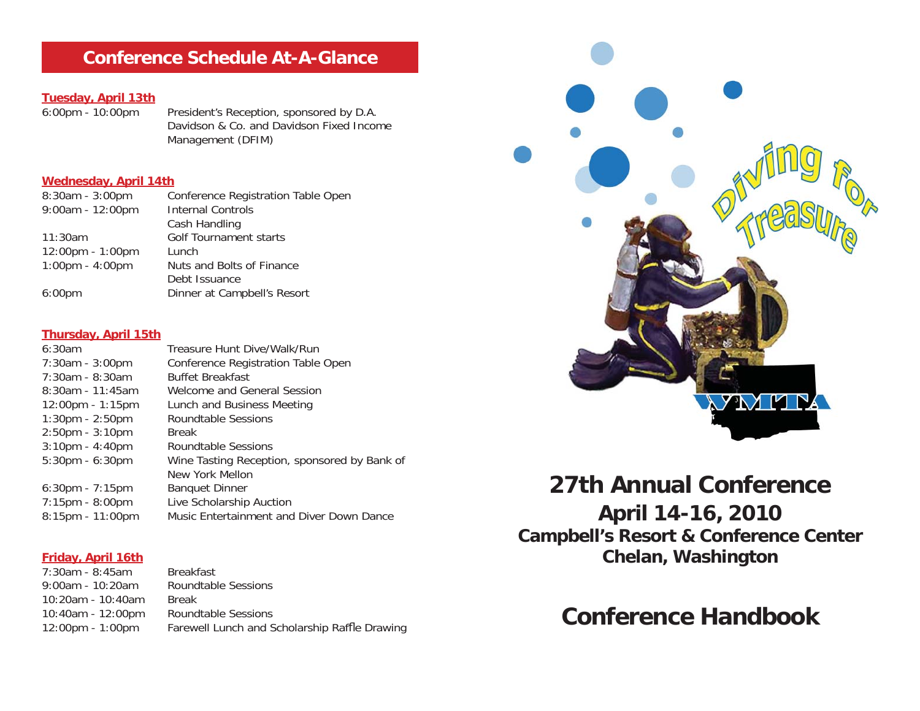## Conference Schedule At-A-Glance

### Tuesday, April 13th

| | |
|---|---|
| 6:00pm - 10:00pm | President's Reception, sponsored by D.A. Davidson & Co. and Davidson Fixed Income Management (DFIM) |

### Wednesday, April 14th

| | |
|---|---|
| 8:30am - 3:00pm | Conference Registration Table Open |
| 9:00am - 12:00pm | Internal Controls<br>Cash Handling |
| 11:30am | Golf Tournament starts |
| 12:00pm - 1:00pm | Lunch |
| 1:00pm - 4:00pm | Nuts and Bolts of Finance<br>Debt Issuance |
| 6:00pm | Dinner at Campbell's Resort |

### Thursday, April 15th

| | |
|---|---|
| 6:30am | Treasure Hunt Dive/Walk/Run |
| 7:30am - 3:00pm | Conference Registration Table Open |
| 7:30am - 8:30am | Buffet Breakfast |
| 8:30am - 11:45am | Welcome and General Session |
| 12:00pm - 1:15pm | Lunch and Business Meeting |
| 1:30pm - 2:50pm | Roundtable Sessions |
| 2:50pm - 3:10pm | Break |
| 3:10pm - 4:40pm | Roundtable Sessions |
| 5:30pm - 6:30pm | Wine Tasting Reception, sponsored by Bank of New York Mellon |
| 6:30pm - 7:15pm | Banquet Dinner |
| 7:15pm - 8:00pm | Live Scholarship Auction |
| 8:15pm - 11:00pm | Music Entertainment and Diver Down Dance |

### Friday, April 16th

| | |
|---|---|
| 7:30am - 8:45am | Breakfast |
| 9:00am - 10:20am | Roundtable Sessions |
| 10:20am - 10:40am | Break |
| 10:40am - 12:00pm | Roundtable Sessions |
| 12:00pm - 1:00pm | Farewell Lunch and Scholarship Raffle Drawing |

Diving for Treasure

WMTA

# 27th Annual Conference

## April 14-16, 2010

### Campbell's Resort & Conference Center
### Chelan, Washington

# Conference Handbook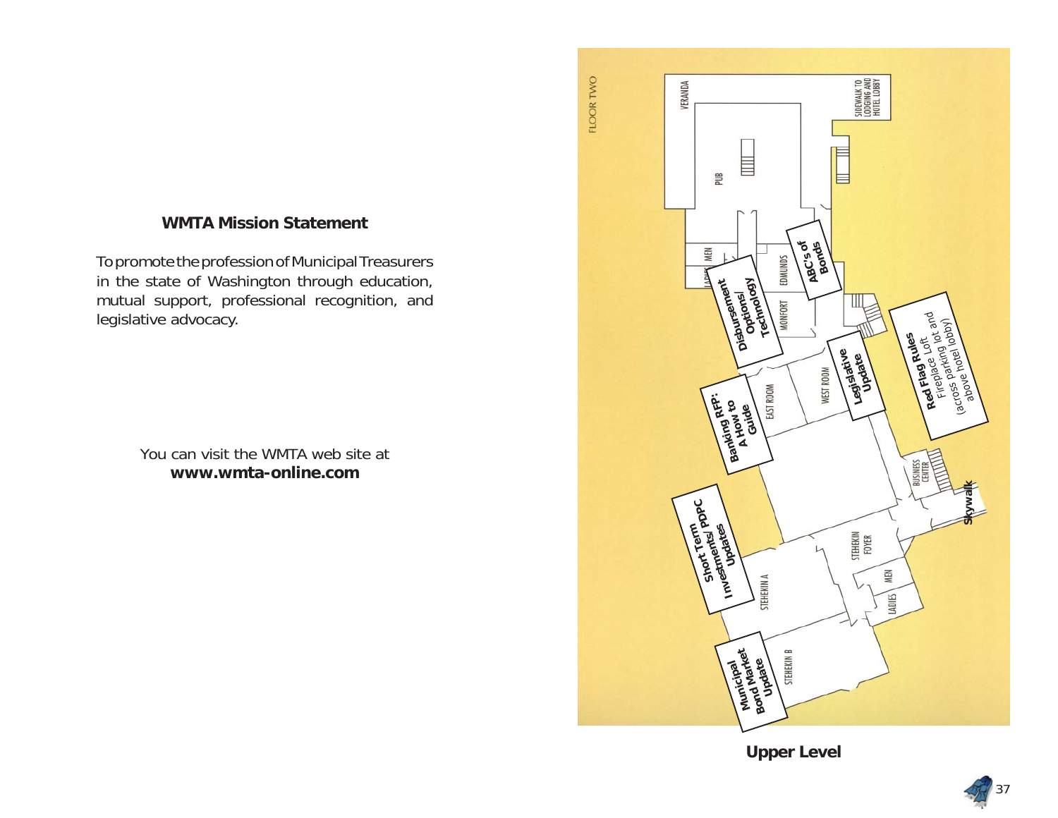## WMTA Mission Statement

To promote the profession of Municipal Treasurers in the state of Washington through education, mutual support, professional recognition, and legislative advocacy.

You can visit the WMTA web site at
**www.wmta-online.com**

FLOOR TWO

VERANDA

SIDEWALK TO LODGING AND HOTEL LOBBY

PUB

MEN

LADIES

EDMUNDS

MONFORT

**ABC's of Bonds**

**Disbursement Options/ Technology**

EAST ROOM

WEST ROOM

**Legislative Update**

**Red Flag Rules** Fireplace Loft (across parking lot and above hotel lobby)

**Banking RFP: A How to Guide**

BUSINESS CENTER

**Skywalk**

**Short Term Investments/ PDPC Updates**

STEHEKIN FOYER

MEN

LADIES

STEHEKIN A

STEHEKIN B

**Municipal Bond Market Update**

**Upper Level**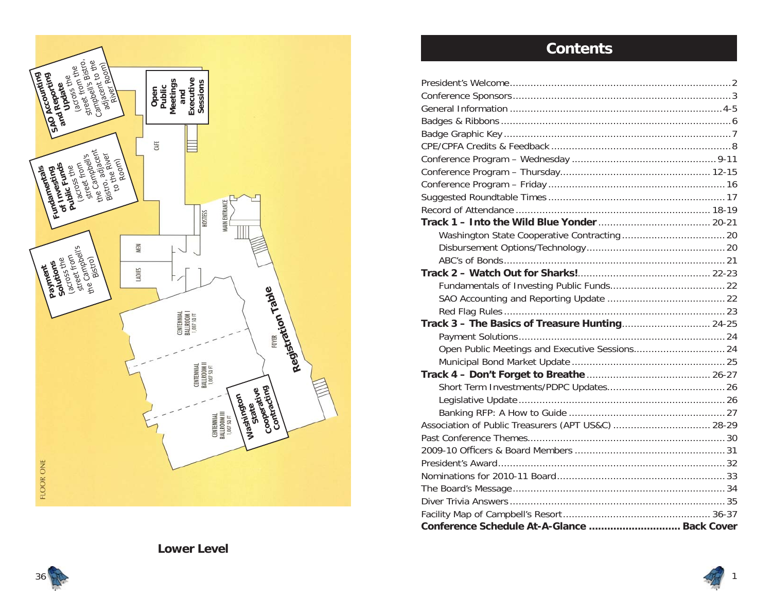**SAO Accounting and Reporting Update** (across the street from Bistro, Campbell's to the adjacent River Room)

**Open Public Meetings and Executive Sessions**

CAFE

**Fundamentals of Investing Public Funds** (across the street from the Campbell's Bistro, adjacent to the River Room)

HOSTESS

MAIN ENTRANCE

MEN

LADIES

**Payment Solutions** (across the street from the Campbell's Bistro)

CENTENNIAL BALLROOM I 1,007 SQ FT

FOYER

**Registration Table**

CENTENNIAL BALLROOM II 1,007 SQ FT

CENTENNIAL BALLROOM III 1,007 SQ FT

**Washington State Cooperative Contracting**

FLOOR ONE

**Lower Level**

# Contents

| | |
|---|---|
| President's Welcome | 2 |
| Conference Sponsors | 3 |
| General Information | 4-5 |
| Badges & Ribbons | 6 |
| Badge Graphic Key | 7 |
| CPE/CPFA Credits & Feedback | 8 |
| Conference Program – Wednesday | 9-11 |
| Conference Program – Thursday | 12-15 |
| Conference Program – Friday | 16 |
| Suggested Roundtable Times | 17 |
| Record of Attendance | 18-19 |
| **Track 1 – Into the Wild Blue Yonder** | 20-21 |
| Washington State Cooperative Contracting | 20 |
| Disbursement Options/Technology | 20 |
| ABC's of Bonds | 21 |
| **Track 2 – Watch Out for Sharks!** | 22-23 |
| Fundamentals of Investing Public Funds | 22 |
| SAO Accounting and Reporting Update | 22 |
| Red Flag Rules | 23 |
| **Track 3 – The Basics of Treasure Hunting** | 24-25 |
| Payment Solutions | 24 |
| Open Public Meetings and Executive Sessions | 24 |
| Municipal Bond Market Update | 25 |
| **Track 4 – Don't Forget to Breathe** | 26-27 |
| Short Term Investments/PDPC Updates | 26 |
| Legislative Update | 26 |
| Banking RFP: A How to Guide | 27 |
| Association of Public Treasurers (APT US&C) | 28-29 |
| Past Conference Themes | 30 |
| 2009-10 Officers & Board Members | 31 |
| President's Award | 32 |
| Nominations for 2010-11 Board | 33 |
| The Board's Message | 34 |
| Diver Trivia Answers | 35 |
| Facility Map of Campbell's Resort | 36-37 |
| **Conference Schedule At-A-Glance** | **Back Cover** |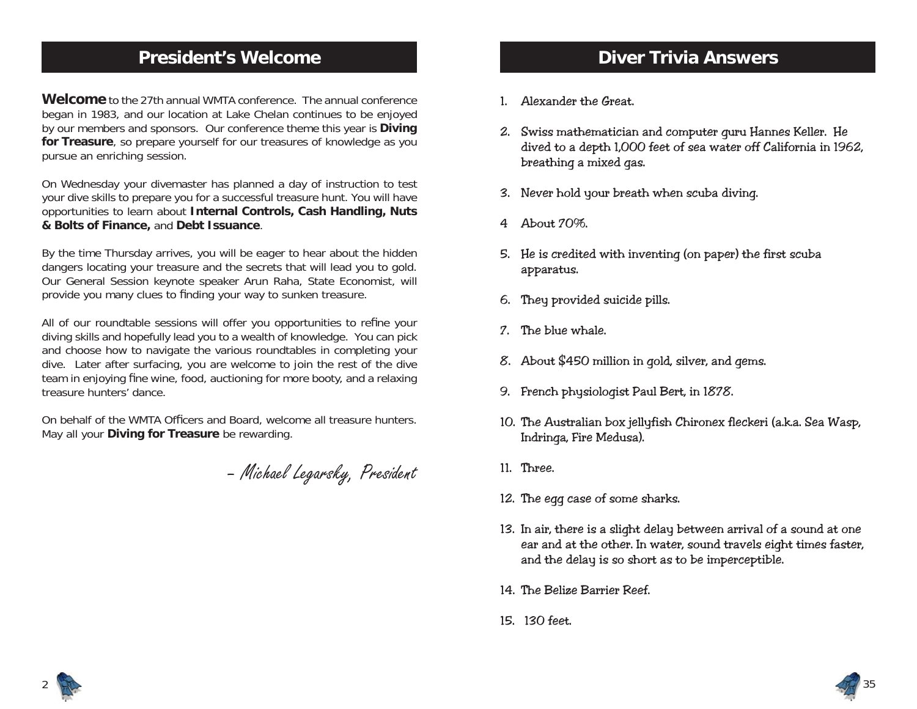## President's Welcome

**Welcome** to the 27th annual WMTA conference. The annual conference began in 1983, and our location at Lake Chelan continues to be enjoyed by our members and sponsors. Our conference theme this year is **Diving for Treasure**, so prepare yourself for our treasures of knowledge as you pursue an enriching session.

On Wednesday your divemaster has planned a day of instruction to test your dive skills to prepare you for a successful treasure hunt. You will have opportunities to learn about **Internal Controls, Cash Handling, Nuts & Bolts of Finance,** and **Debt Issuance**.

By the time Thursday arrives, you will be eager to hear about the hidden dangers locating your treasure and the secrets that will lead you to gold. Our General Session keynote speaker Arun Raha, State Economist, will provide you many clues to finding your way to sunken treasure.

All of our roundtable sessions will offer you opportunities to refine your diving skills and hopefully lead you to a wealth of knowledge. You can pick and choose how to navigate the various roundtables in completing your dive. Later after surfacing, you are welcome to join the rest of the dive team in enjoying fine wine, food, auctioning for more booty, and a relaxing treasure hunters' dance.

On behalf of the WMTA Officers and Board, welcome all treasure hunters. May all your **Diving for Treasure** be rewarding.

*– Michael Legarsky, President*

## Diver Trivia Answers

1. Alexander the Great.
2. Swiss mathematician and computer guru Hannes Keller. He dived to a depth 1,000 feet of sea water off California in 1962, breathing a mixed gas.
3. Never hold your breath when scuba diving.
4. About 70%.
5. He is credited with inventing (on paper) the first scuba apparatus.
6. They provided suicide pills.
7. The blue whale.
8. About $450 million in gold, silver, and gems.
9. French physiologist Paul Bert, in 1878.
10. The Australian box jellyfish Chironex fleckeri (a.k.a. Sea Wasp, Indringa, Fire Medusa).
11. Three.
12. The egg case of some sharks.
13. In air, there is a slight delay between arrival of a sound at one ear and at the other. In water, sound travels eight times faster, and the delay is so short as to be imperceptible.
14. The Belize Barrier Reef.
15. 130 feet.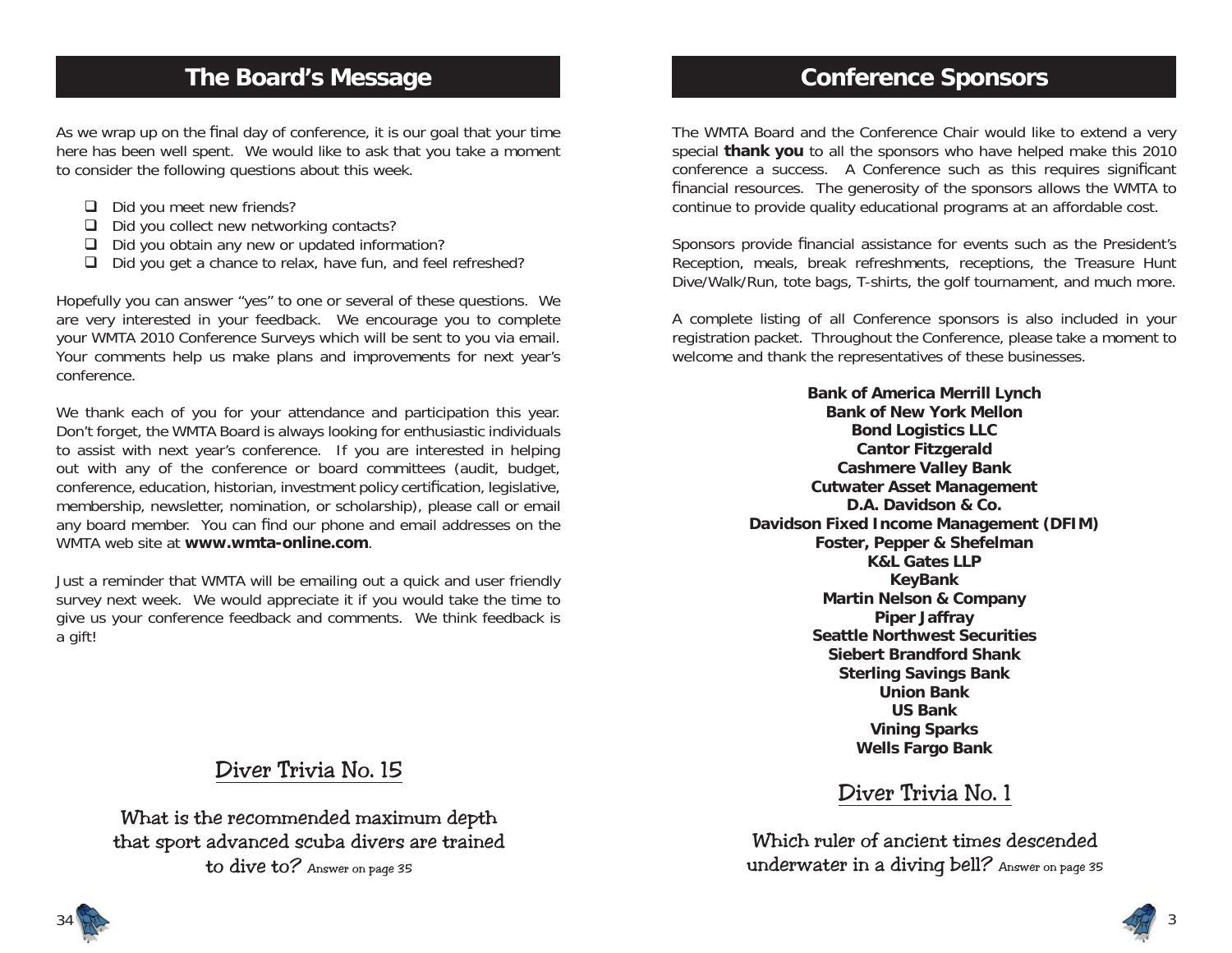## The Board's Message

As we wrap up on the final day of conference, it is our goal that your time here has been well spent. We would like to ask that you take a moment to consider the following questions about this week.

- ❑ Did you meet new friends?
- ❑ Did you collect new networking contacts?
- ❑ Did you obtain any new or updated information?
- ❑ Did you get a chance to relax, have fun, and feel refreshed?

Hopefully you can answer "yes" to one or several of these questions. We are very interested in your feedback. We encourage you to complete your WMTA 2010 Conference Surveys which will be sent to you via email. Your comments help us make plans and improvements for next year's conference.

We thank each of you for your attendance and participation this year. Don't forget, the WMTA Board is always looking for enthusiastic individuals to assist with next year's conference. If you are interested in helping out with any of the conference or board committees (audit, budget, conference, education, historian, investment policy certification, legislative, membership, newsletter, nomination, or scholarship), please call or email any board member. You can find our phone and email addresses on the WMTA web site at **www.wmta-online.com**.

Just a reminder that WMTA will be emailing out a quick and user friendly survey next week. We would appreciate it if you would take the time to give us your conference feedback and comments. We think feedback is a gift!

### Diver Trivia No. 15

What is the recommended maximum depth that sport advanced scuba divers are trained to dive to? Answer on page 35

## Conference Sponsors

The WMTA Board and the Conference Chair would like to extend a very special **thank you** to all the sponsors who have helped make this 2010 conference a success. A Conference such as this requires significant financial resources. The generosity of the sponsors allows the WMTA to continue to provide quality educational programs at an affordable cost.

Sponsors provide financial assistance for events such as the President's Reception, meals, break refreshments, receptions, the Treasure Hunt Dive/Walk/Run, tote bags, T-shirts, the golf tournament, and much more.

A complete listing of all Conference sponsors is also included in your registration packet. Throughout the Conference, please take a moment to welcome and thank the representatives of these businesses.

**Bank of America Merrill Lynch**
**Bank of New York Mellon**
**Bond Logistics LLC**
**Cantor Fitzgerald**
**Cashmere Valley Bank**
**Cutwater Asset Management**
**D.A. Davidson & Co.**
**Davidson Fixed Income Management (DFIM)**
**Foster, Pepper & Shefelman**
**K&L Gates LLP**
**KeyBank**
**Martin Nelson & Company**
**Piper Jaffray**
**Seattle Northwest Securities**
**Siebert Brandford Shank**
**Sterling Savings Bank**
**Union Bank**
**US Bank**
**Vining Sparks**
**Wells Fargo Bank**

### Diver Trivia No. 1

Which ruler of ancient times descended underwater in a diving bell? Answer on page 35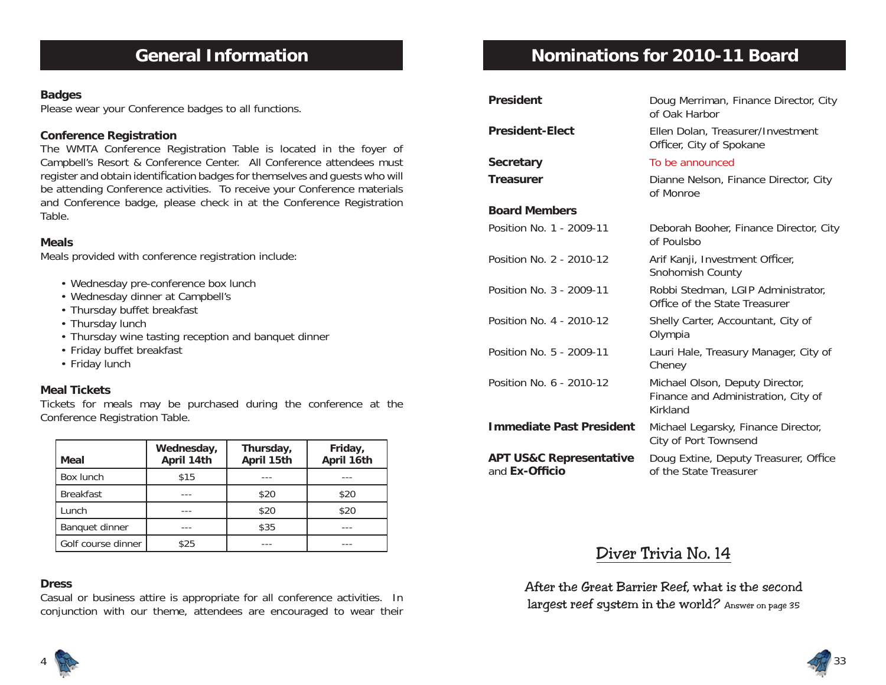## General Information

### Badges

Please wear your Conference badges to all functions.

### Conference Registration

The WMTA Conference Registration Table is located in the foyer of Campbell's Resort & Conference Center. All Conference attendees must register and obtain identification badges for themselves and guests who will be attending Conference activities. To receive your Conference materials and Conference badge, please check in at the Conference Registration Table.

### Meals

Meals provided with conference registration include:

- Wednesday pre-conference box lunch
- Wednesday dinner at Campbell's
- Thursday buffet breakfast
- Thursday lunch
- Thursday wine tasting reception and banquet dinner
- Friday buffet breakfast
- Friday lunch

### Meal Tickets

Tickets for meals may be purchased during the conference at the Conference Registration Table.

| Meal | Wednesday, April 14th | Thursday, April 15th | Friday, April 16th |
|---|---|---|---|
| Box lunch | $15 | --- | --- |
| Breakfast | --- | $20 | $20 |
| Lunch | --- | $20 | $20 |
| Banquet dinner | --- | $35 | --- |
| Golf course dinner | $25 | --- | --- |

### Dress

Casual or business attire is appropriate for all conference activities. In conjunction with our theme, attendees are encouraged to wear their

## Nominations for 2010-11 Board

| | |
|---|---|
| **President** | Doug Merriman, Finance Director, City of Oak Harbor |
| **President-Elect** | Ellen Dolan, Treasurer/Investment Officer, City of Spokane |
| **Secretary** | To be announced |
| **Treasurer** | Dianne Nelson, Finance Director, City of Monroe |
| **Board Members** | |
| Position No. 1 - 2009-11 | Deborah Booher, Finance Director, City of Poulsbo |
| Position No. 2 - 2010-12 | Arif Kanji, Investment Officer, Snohomish County |
| Position No. 3 - 2009-11 | Robbi Stedman, LGIP Administrator, Office of the State Treasurer |
| Position No. 4 - 2010-12 | Shelly Carter, Accountant, City of Olympia |
| Position No. 5 - 2009-11 | Lauri Hale, Treasury Manager, City of Cheney |
| Position No. 6 - 2010-12 | Michael Olson, Deputy Director, Finance and Administration, City of Kirkland |
| **Immediate Past President** | Michael Legarsky, Finance Director, City of Port Townsend |
| **APT US&C Representative** and **Ex-Officio** | Doug Extine, Deputy Treasurer, Office of the State Treasurer |

### Diver Trivia No. 14

After the Great Barrier Reef, what is the second largest reef system in the world? Answer on page 35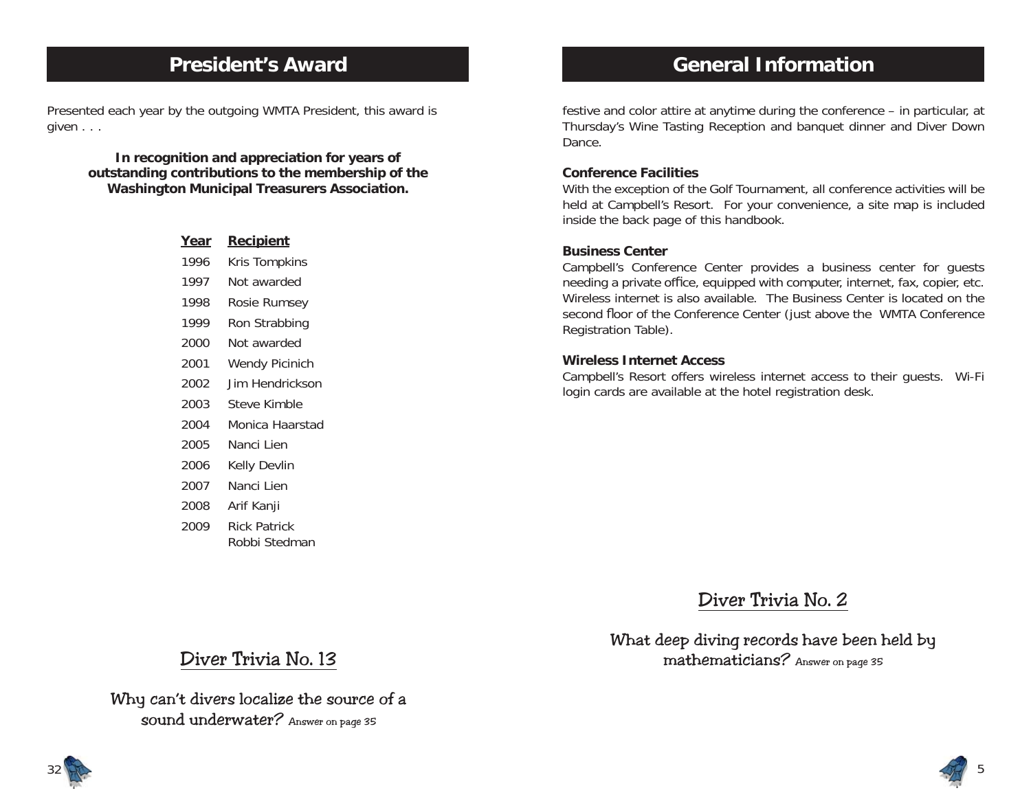## President's Award

Presented each year by the outgoing WMTA President, this award is given . . .

**In recognition and appreciation for years of outstanding contributions to the membership of the Washington Municipal Treasurers Association.**

| Year | Recipient |
|---|---|
| 1996 | Kris Tompkins |
| 1997 | Not awarded |
| 1998 | Rosie Rumsey |
| 1999 | Ron Strabbing |
| 2000 | Not awarded |
| 2001 | Wendy Picinich |
| 2002 | Jim Hendrickson |
| 2003 | Steve Kimble |
| 2004 | Monica Haarstad |
| 2005 | Nanci Lien |
| 2006 | Kelly Devlin |
| 2007 | Nanci Lien |
| 2008 | Arif Kanji |
| 2009 | Rick Patrick<br>Robbi Stedman |

### Diver Trivia No. 13

Why can't divers localize the source of a sound underwater? Answer on page 35

## General Information

festive and color attire at anytime during the conference – in particular, at Thursday's Wine Tasting Reception and banquet dinner and Diver Down Dance.

**Conference Facilities**
With the exception of the Golf Tournament, all conference activities will be held at Campbell's Resort. For your convenience, a site map is included inside the back page of this handbook.

**Business Center**
Campbell's Conference Center provides a business center for guests needing a private office, equipped with computer, internet, fax, copier, etc. Wireless internet is also available. The Business Center is located on the second floor of the Conference Center (just above the WMTA Conference Registration Table).

**Wireless Internet Access**
Campbell's Resort offers wireless internet access to their guests. Wi-Fi login cards are available at the hotel registration desk.

### Diver Trivia No. 2

What deep diving records have been held by mathematicians? Answer on page 35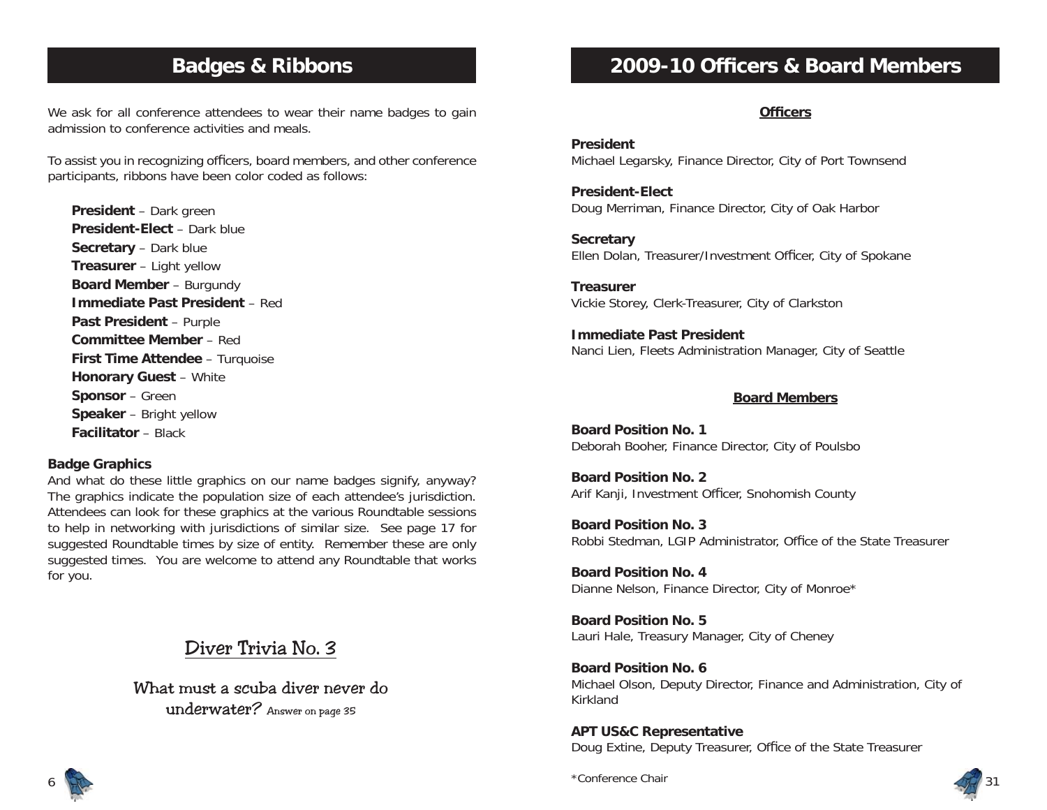## Badges & Ribbons

We ask for all conference attendees to wear their name badges to gain admission to conference activities and meals.

To assist you in recognizing officers, board members, and other conference participants, ribbons have been color coded as follows:

- **President** – Dark green
- **President-Elect** – Dark blue
- **Secretary** – Dark blue
- **Treasurer** – Light yellow
- **Board Member** – Burgundy
- **Immediate Past President** – Red
- **Past President** – Purple
- **Committee Member** – Red
- **First Time Attendee** – Turquoise
- **Honorary Guest** – White
- **Sponsor** – Green
- **Speaker** – Bright yellow
- **Facilitator** – Black

### Badge Graphics

And what do these little graphics on our name badges signify, anyway? The graphics indicate the population size of each attendee's jurisdiction. Attendees can look for these graphics at the various Roundtable sessions to help in networking with jurisdictions of similar size. See page 17 for suggested Roundtable times by size of entity. Remember these are only suggested times. You are welcome to attend any Roundtable that works for you.

### Diver Trivia No. 3

What must a scuba diver never do underwater? Answer on page 35

## 2009-10 Officers & Board Members

### Officers

**President**
Michael Legarsky, Finance Director, City of Port Townsend

**President-Elect**
Doug Merriman, Finance Director, City of Oak Harbor

**Secretary**
Ellen Dolan, Treasurer/Investment Officer, City of Spokane

**Treasurer**
Vickie Storey, Clerk-Treasurer, City of Clarkston

**Immediate Past President**
Nanci Lien, Fleets Administration Manager, City of Seattle

### Board Members

**Board Position No. 1**
Deborah Booher, Finance Director, City of Poulsbo

**Board Position No. 2**
Arif Kanji, Investment Officer, Snohomish County

**Board Position No. 3**
Robbi Stedman, LGIP Administrator, Office of the State Treasurer

**Board Position No. 4**
Dianne Nelson, Finance Director, City of Monroe*

**Board Position No. 5**
Lauri Hale, Treasury Manager, City of Cheney

**Board Position No. 6**
Michael Olson, Deputy Director, Finance and Administration, City of Kirkland

**APT US&C Representative**
Doug Extine, Deputy Treasurer, Office of the State Treasurer

*Conference Chair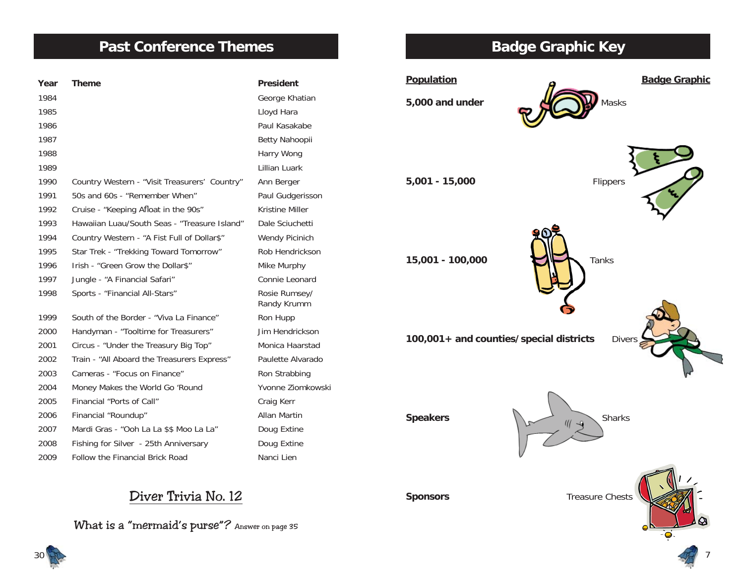## Past Conference Themes

| Year | Theme | President |
| --- | --- | --- |
| 1984 | | George Khatian |
| 1985 | | Lloyd Hara |
| 1986 | | Paul Kasakabe |
| 1987 | | Betty Nahoopii |
| 1988 | | Harry Wong |
| 1989 | | Lillian Luark |
| 1990 | Country Western - "Visit Treasurers' Country" | Ann Berger |
| 1991 | 50s and 60s - "Remember When" | Paul Gudgerisson |
| 1992 | Cruise - "Keeping Afloat in the 90s" | Kristine Miller |
| 1993 | Hawaiian Luau/South Seas - "Treasure Island" | Dale Sciuchetti |
| 1994 | Country Western - "A Fist Full of Dollar$" | Wendy Picinich |
| 1995 | Star Trek - "Trekking Toward Tomorrow" | Rob Hendrickson |
| 1996 | Irish - "Green Grow the Dollar$" | Mike Murphy |
| 1997 | Jungle - "A Financial Safari" | Connie Leonard |
| 1998 | Sports - "Financial All-Stars" | Rosie Rumsey/ Randy Krumm |
| 1999 | South of the Border - "Viva La Finance" | Ron Hupp |
| 2000 | Handyman - "Tooltime for Treasurers" | Jim Hendrickson |
| 2001 | Circus - "Under the Treasury Big Top" | Monica Haarstad |
| 2002 | Train - "All Aboard the Treasurers Express" | Paulette Alvarado |
| 2003 | Cameras - "Focus on Finance" | Ron Strabbing |
| 2004 | Money Makes the World Go 'Round | Yvonne Ziomkowski |
| 2005 | Financial "Ports of Call" | Craig Kerr |
| 2006 | Financial "Roundup" | Allan Martin |
| 2007 | Mardi Gras - "Ooh La La $$ Moo La La" | Doug Extine |
| 2008 | Fishing for Silver - 25th Anniversary | Doug Extine |
| 2009 | Follow the Financial Brick Road | Nanci Lien |

### Diver Trivia No. 12

What is a "mermaid's purse"? Answer on page 35

## Badge Graphic Key

| Population | Badge Graphic |
| --- | --- |
| 5,000 and under | Masks |
| 5,001 - 15,000 | Flippers |
| 15,001 - 100,000 | Tanks |
| 100,001+ and counties/special districts | Divers |
| Speakers | Sharks |
| Sponsors | Treasure Chests |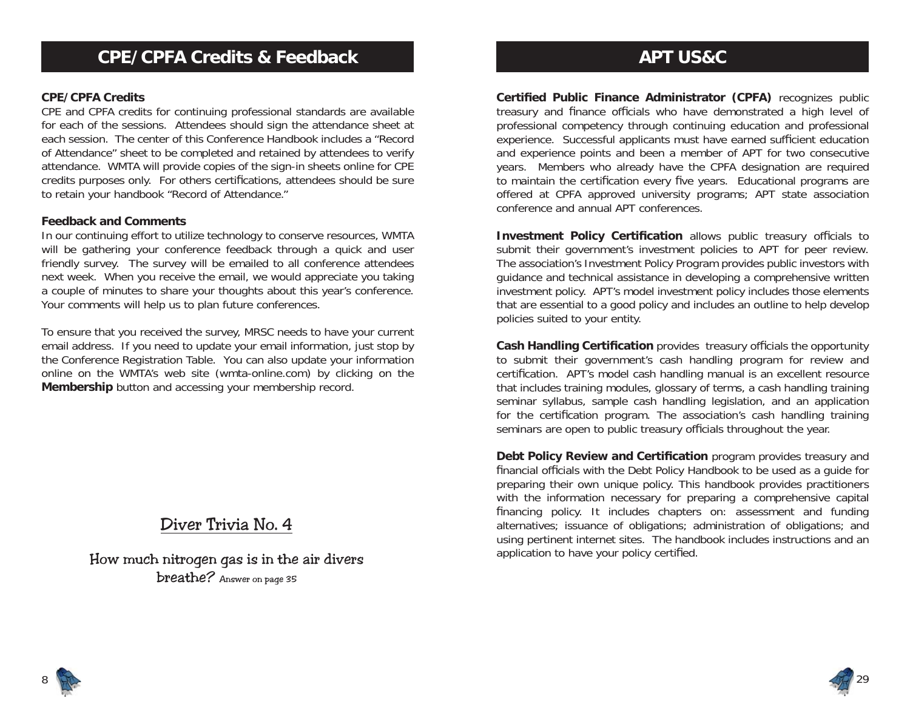## CPE/CPFA Credits & Feedback

**CPE/CPFA Credits**

CPE and CPFA credits for continuing professional standards are available for each of the sessions. Attendees should sign the attendance sheet at each session. The center of this Conference Handbook includes a "Record of Attendance" sheet to be completed and retained by attendees to verify attendance. WMTA will provide copies of the sign-in sheets online for CPE credits purposes only. For others certifications, attendees should be sure to retain your handbook "Record of Attendance."

**Feedback and Comments**

In our continuing effort to utilize technology to conserve resources, WMTA will be gathering your conference feedback through a quick and user friendly survey. The survey will be emailed to all conference attendees next week. When you receive the email, we would appreciate you taking a couple of minutes to share your thoughts about this year's conference. Your comments will help us to plan future conferences.

To ensure that you received the survey, MRSC needs to have your current email address. If you need to update your email information, just stop by the Conference Registration Table. You can also update your information online on the WMTA's web site (wmta-online.com) by clicking on the **Membership** button and accessing your membership record.

### Diver Trivia No. 4

How much nitrogen gas is in the air divers breathe? Answer on page 35

## APT US&C

**Certified Public Finance Administrator (CPFA)** recognizes public treasury and finance officials who have demonstrated a high level of professional competency through continuing education and professional experience. Successful applicants must have earned sufficient education and experience points and been a member of APT for two consecutive years. Members who already have the CPFA designation are required to maintain the certification every five years. Educational programs are offered at CPFA approved university programs; APT state association conference and annual APT conferences.

**Investment Policy Certification** allows public treasury officials to submit their government's investment policies to APT for peer review. The association's Investment Policy Program provides public investors with guidance and technical assistance in developing a comprehensive written investment policy. APT's model investment policy includes those elements that are essential to a good policy and includes an outline to help develop policies suited to your entity.

**Cash Handling Certification** provides treasury officials the opportunity to submit their government's cash handling program for review and certification. APT's model cash handling manual is an excellent resource that includes training modules, glossary of terms, a cash handling training seminar syllabus, sample cash handling legislation, and an application for the certification program. The association's cash handling training seminars are open to public treasury officials throughout the year.

**Debt Policy Review and Certification** program provides treasury and financial officials with the Debt Policy Handbook to be used as a guide for preparing their own unique policy. This handbook provides practitioners with the information necessary for preparing a comprehensive capital financing policy. It includes chapters on: assessment and funding alternatives; issuance of obligations; administration of obligations; and using pertinent internet sites. The handbook includes instructions and an application to have your policy certified.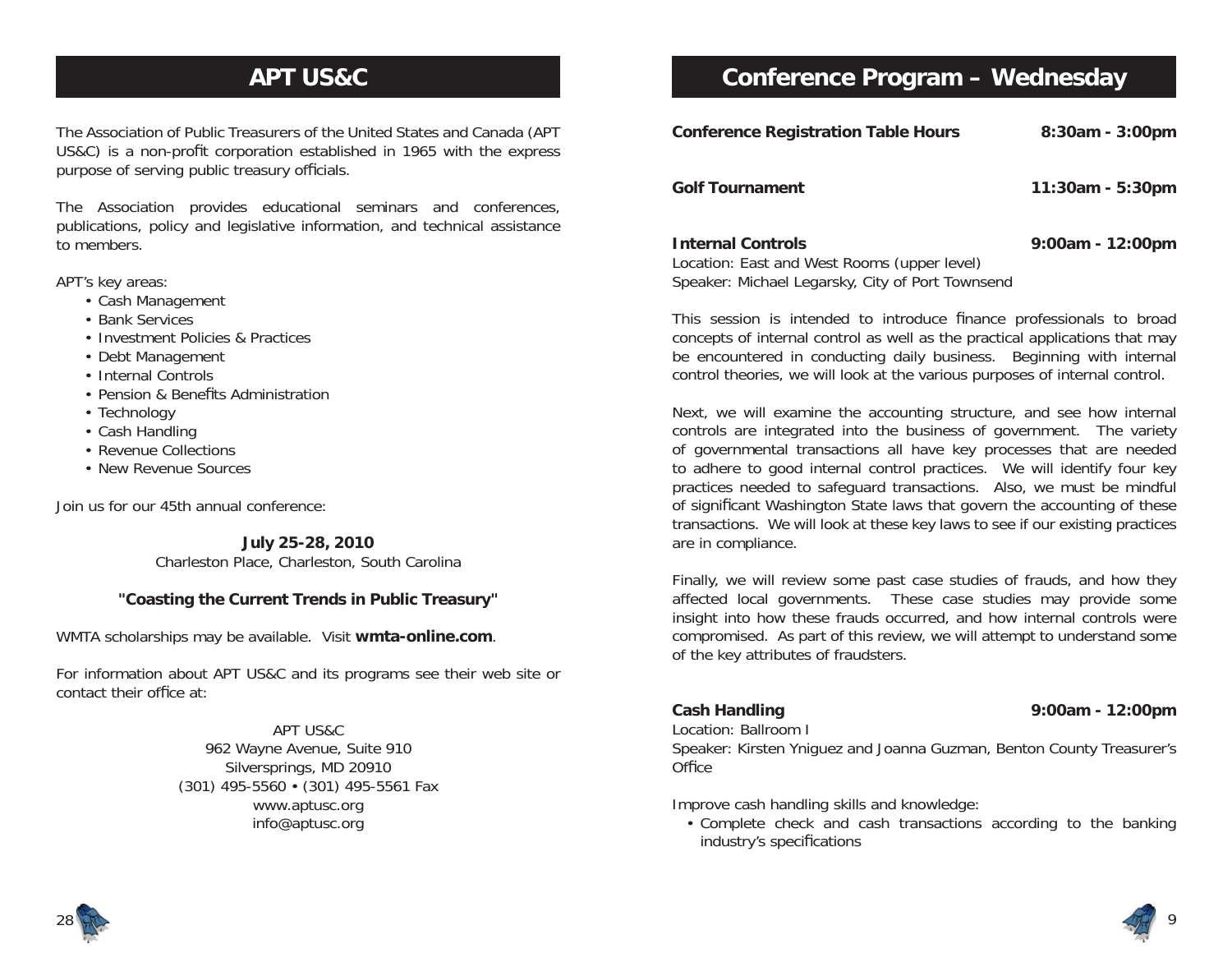# APT US&C

The Association of Public Treasurers of the United States and Canada (APT US&C) is a non-profit corporation established in 1965 with the express purpose of serving public treasury officials.

The Association provides educational seminars and conferences, publications, policy and legislative information, and technical assistance to members.

APT's key areas:

- Cash Management
- Bank Services
- Investment Policies & Practices
- Debt Management
- Internal Controls
- Pension & Benefits Administration
- Technology
- Cash Handling
- Revenue Collections
- New Revenue Sources

Join us for our 45th annual conference:

**July 25-28, 2010**
Charleston Place, Charleston, South Carolina

**"Coasting the Current Trends in Public Treasury"**

WMTA scholarships may be available. Visit **wmta-online.com**.

For information about APT US&C and its programs see their web site or contact their office at:

APT US&C
962 Wayne Avenue, Suite 910
Silversprings, MD 20910
(301) 495-5560 • (301) 495-5561 Fax
www.aptusc.org
info@aptusc.org

# Conference Program – Wednesday

**Conference Registration Table Hours** **8:30am - 3:00pm**

**Golf Tournament** **11:30am - 5:30pm**

**Internal Controls** **9:00am - 12:00pm**
Location: East and West Rooms (upper level)
Speaker: Michael Legarsky, City of Port Townsend

This session is intended to introduce finance professionals to broad concepts of internal control as well as the practical applications that may be encountered in conducting daily business. Beginning with internal control theories, we will look at the various purposes of internal control.

Next, we will examine the accounting structure, and see how internal controls are integrated into the business of government. The variety of governmental transactions all have key processes that are needed to adhere to good internal control practices. We will identify four key practices needed to safeguard transactions. Also, we must be mindful of significant Washington State laws that govern the accounting of these transactions. We will look at these key laws to see if our existing practices are in compliance.

Finally, we will review some past case studies of frauds, and how they affected local governments. These case studies may provide some insight into how these frauds occurred, and how internal controls were compromised. As part of this review, we will attempt to understand some of the key attributes of fraudsters.

**Cash Handling** **9:00am - 12:00pm**
Location: Ballroom I
Speaker: Kirsten Yniguez and Joanna Guzman, Benton County Treasurer's Office

Improve cash handling skills and knowledge:

- Complete check and cash transactions according to the banking industry's specifications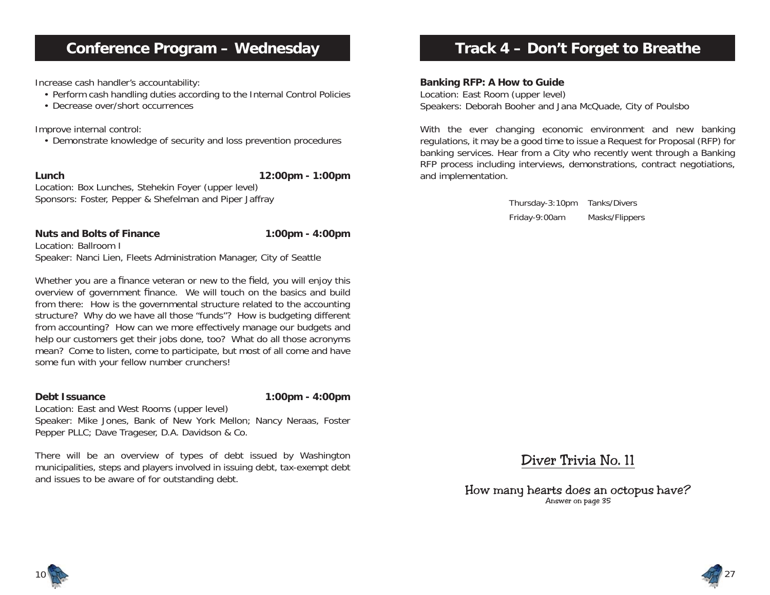## Conference Program – Wednesday

Increase cash handler's accountability:

- Perform cash handling duties according to the Internal Control Policies
- Decrease over/short occurrences

Improve internal control:

- Demonstrate knowledge of security and loss prevention procedures

**Lunch** **12:00pm - 1:00pm**

Location: Box Lunches, Stehekin Foyer (upper level)
Sponsors: Foster, Pepper & Shefelman and Piper Jaffray

**Nuts and Bolts of Finance** **1:00pm - 4:00pm**

Location: Ballroom I
Speaker: Nanci Lien, Fleets Administration Manager, City of Seattle

Whether you are a finance veteran or new to the field, you will enjoy this overview of government finance. We will touch on the basics and build from there: How is the governmental structure related to the accounting structure? Why do we have all those "funds"? How is budgeting different from accounting? How can we more effectively manage our budgets and help our customers get their jobs done, too? What do all those acronyms mean? Come to listen, come to participate, but most of all come and have some fun with your fellow number crunchers!

**Debt Issuance** **1:00pm - 4:00pm**

Location: East and West Rooms (upper level)
Speaker: Mike Jones, Bank of New York Mellon; Nancy Neraas, Foster Pepper PLLC; Dave Trageser, D.A. Davidson & Co.

There will be an overview of types of debt issued by Washington municipalities, steps and players involved in issuing debt, tax-exempt debt and issues to be aware of for outstanding debt.

## Track 4 – Don't Forget to Breathe

**Banking RFP: A How to Guide**

Location: East Room (upper level)
Speakers: Deborah Booher and Jana McQuade, City of Poulsbo

With the ever changing economic environment and new banking regulations, it may be a good time to issue a Request for Proposal (RFP) for banking services. Hear from a City who recently went through a Banking RFP process including interviews, demonstrations, contract negotiations, and implementation.

| | |
|---|---|
| Thursday-3:10pm | Tanks/Divers |
| Friday-9:00am | Masks/Flippers |

### Diver Trivia No. 11

How many hearts does an octopus have?

Answer on page 35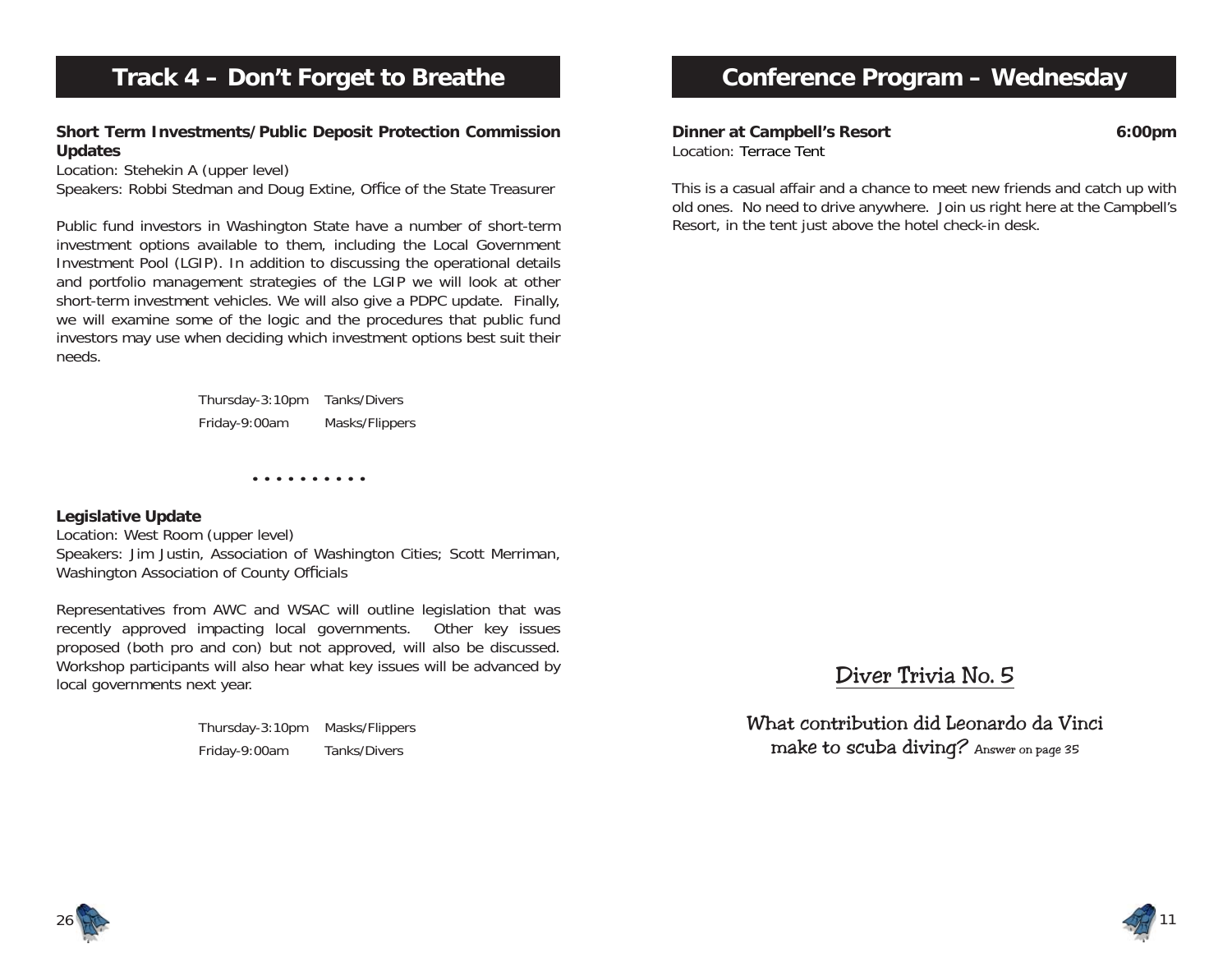# Track 4 – Don't Forget to Breathe

**Short Term Investments/Public Deposit Protection Commission Updates**
Location: Stehekin A (upper level)
Speakers: Robbi Stedman and Doug Extine, Office of the State Treasurer

Public fund investors in Washington State have a number of short-term investment options available to them, including the Local Government Investment Pool (LGIP). In addition to discussing the operational details and portfolio management strategies of the LGIP we will look at other short-term investment vehicles. We will also give a PDPC update. Finally, we will examine some of the logic and the procedures that public fund investors may use when deciding which investment options best suit their needs.

| | |
|---|---|
| Thursday-3:10pm | Tanks/Divers |
| Friday-9:00am | Masks/Flippers |

• • • • • • • • • •

**Legislative Update**
Location: West Room (upper level)
Speakers: Jim Justin, Association of Washington Cities; Scott Merriman, Washington Association of County Officials

Representatives from AWC and WSAC will outline legislation that was recently approved impacting local governments. Other key issues proposed (both pro and con) but not approved, will also be discussed. Workshop participants will also hear what key issues will be advanced by local governments next year.

| | |
|---|---|
| Thursday-3:10pm | Masks/Flippers |
| Friday-9:00am | Tanks/Divers |

# Conference Program – Wednesday

**Dinner at Campbell's Resort** **6:00pm**
Location: Terrace Tent

This is a casual affair and a chance to meet new friends and catch up with old ones. No need to drive anywhere. Join us right here at the Campbell's Resort, in the tent just above the hotel check-in desk.

## Diver Trivia No. 5

What contribution did Leonardo da Vinci make to scuba diving? Answer on page 35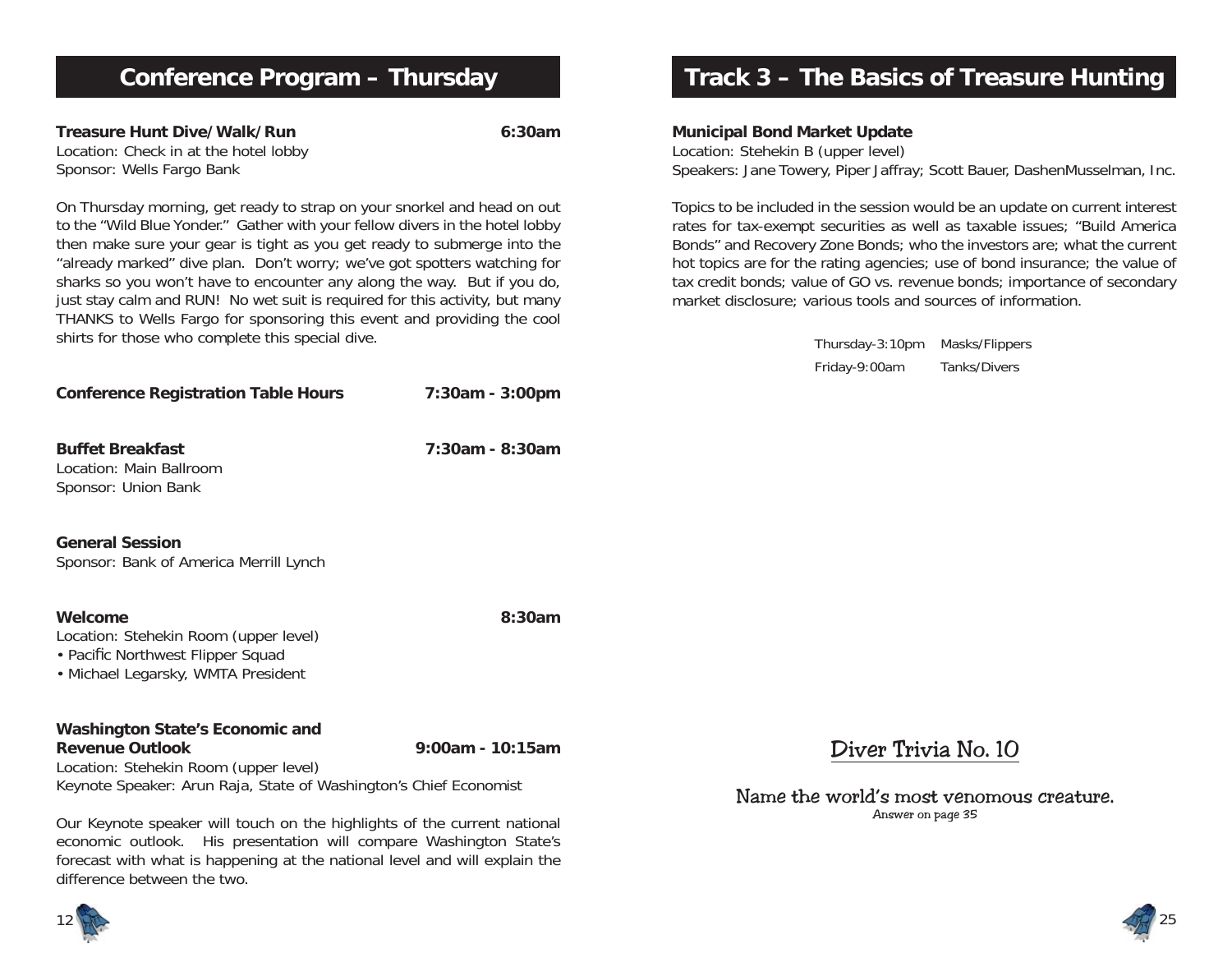## Conference Program – Thursday

**Treasure Hunt Dive/Walk/Run** **6:30am**
Location: Check in at the hotel lobby
Sponsor: Wells Fargo Bank

On Thursday morning, get ready to strap on your snorkel and head on out to the "Wild Blue Yonder." Gather with your fellow divers in the hotel lobby then make sure your gear is tight as you get ready to submerge into the "already marked" dive plan. Don't worry; we've got spotters watching for sharks so you won't have to encounter any along the way. But if you do, just stay calm and RUN! No wet suit is required for this activity, but many THANKS to Wells Fargo for sponsoring this event and providing the cool shirts for those who complete this special dive.

**Conference Registration Table Hours** **7:30am - 3:00pm**

**Buffet Breakfast** **7:30am - 8:30am**
Location: Main Ballroom
Sponsor: Union Bank

**General Session**
Sponsor: Bank of America Merrill Lynch

**Welcome** **8:30am**
Location: Stehekin Room (upper level)
- Pacific Northwest Flipper Squad
- Michael Legarsky, WMTA President

**Washington State's Economic and Revenue Outlook** **9:00am - 10:15am**
Location: Stehekin Room (upper level)
Keynote Speaker: Arun Raja, State of Washington's Chief Economist

Our Keynote speaker will touch on the highlights of the current national economic outlook. His presentation will compare Washington State's forecast with what is happening at the national level and will explain the difference between the two.

## Track 3 – The Basics of Treasure Hunting

**Municipal Bond Market Update**
Location: Stehekin B (upper level)
Speakers: Jane Towery, Piper Jaffray; Scott Bauer, DashenMusselman, Inc.

Topics to be included in the session would be an update on current interest rates for tax-exempt securities as well as taxable issues; "Build America Bonds" and Recovery Zone Bonds; who the investors are; what the current hot topics are for the rating agencies; use of bond insurance; the value of tax credit bonds; value of GO vs. revenue bonds; importance of secondary market disclosure; various tools and sources of information.

| | |
|---|---|
| Thursday-3:10pm | Masks/Flippers |
| Friday-9:00am | Tanks/Divers |

### Diver Trivia No. 10

Name the world's most venomous creature.
Answer on page 35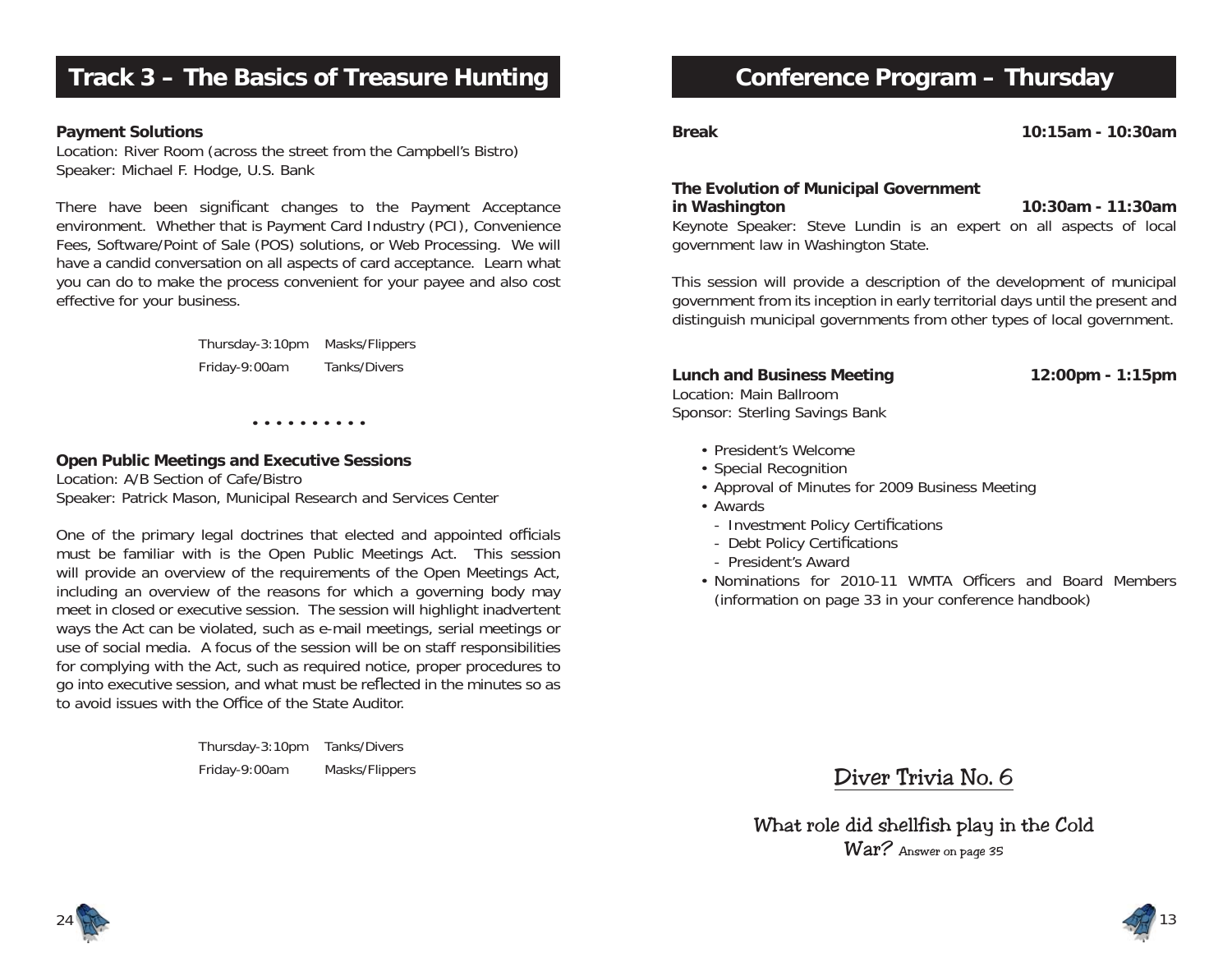# Track 3 – The Basics of Treasure Hunting

**Payment Solutions**
Location: River Room (across the street from the Campbell's Bistro)
Speaker: Michael F. Hodge, U.S. Bank

There have been significant changes to the Payment Acceptance environment. Whether that is Payment Card Industry (PCI), Convenience Fees, Software/Point of Sale (POS) solutions, or Web Processing. We will have a candid conversation on all aspects of card acceptance. Learn what you can do to make the process convenient for your payee and also cost effective for your business.

| | |
|---|---|
| Thursday-3:10pm | Masks/Flippers |
| Friday-9:00am | Tanks/Divers |

• • • • • • • • • •

**Open Public Meetings and Executive Sessions**
Location: A/B Section of Cafe/Bistro
Speaker: Patrick Mason, Municipal Research and Services Center

One of the primary legal doctrines that elected and appointed officials must be familiar with is the Open Public Meetings Act. This session will provide an overview of the requirements of the Open Meetings Act, including an overview of the reasons for which a governing body may meet in closed or executive session. The session will highlight inadvertent ways the Act can be violated, such as e-mail meetings, serial meetings or use of social media. A focus of the session will be on staff responsibilities for complying with the Act, such as required notice, proper procedures to go into executive session, and what must be reflected in the minutes so as to avoid issues with the Office of the State Auditor.

| | |
|---|---|
| Thursday-3:10pm | Tanks/Divers |
| Friday-9:00am | Masks/Flippers |

# Conference Program – Thursday

**Break** **10:15am - 10:30am**

**The Evolution of Municipal Government in Washington** **10:30am - 11:30am**
Keynote Speaker: Steve Lundin is an expert on all aspects of local government law in Washington State.

This session will provide a description of the development of municipal government from its inception in early territorial days until the present and distinguish municipal governments from other types of local government.

**Lunch and Business Meeting** **12:00pm - 1:15pm**
Location: Main Ballroom
Sponsor: Sterling Savings Bank

- President's Welcome
- Special Recognition
- Approval of Minutes for 2009 Business Meeting
- Awards
  - Investment Policy Certifications
  - Debt Policy Certifications
  - President's Award
- Nominations for 2010-11 WMTA Officers and Board Members (information on page 33 in your conference handbook)

## Diver Trivia No. 6

What role did shellfish play in the Cold War? Answer on page 35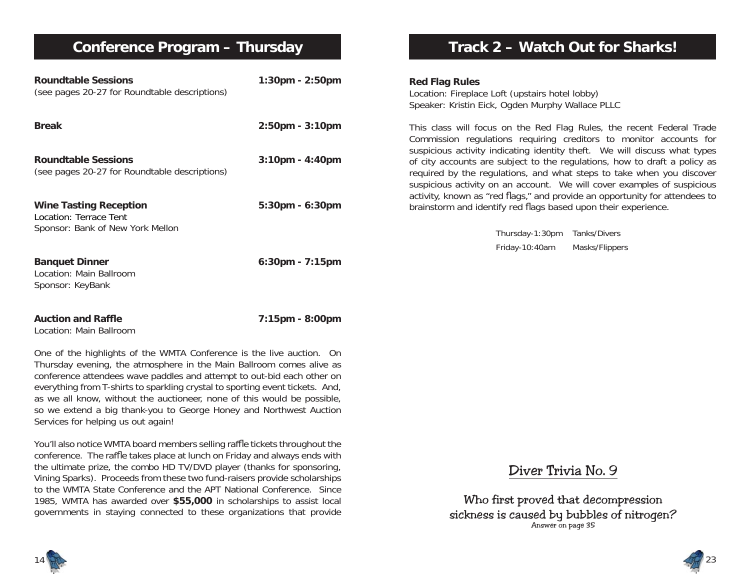# Conference Program – Thursday

**Roundtable Sessions** — **1:30pm - 2:50pm**
(see pages 20-27 for Roundtable descriptions)

**Break** — **2:50pm - 3:10pm**

**Roundtable Sessions** — **3:10pm - 4:40pm**
(see pages 20-27 for Roundtable descriptions)

**Wine Tasting Reception** — **5:30pm - 6:30pm**
Location: Terrace Tent
Sponsor: Bank of New York Mellon

**Banquet Dinner** — **6:30pm - 7:15pm**
Location: Main Ballroom
Sponsor: KeyBank

**Auction and Raffle** — **7:15pm - 8:00pm**
Location: Main Ballroom

One of the highlights of the WMTA Conference is the live auction. On Thursday evening, the atmosphere in the Main Ballroom comes alive as conference attendees wave paddles and attempt to out-bid each other on everything from T-shirts to sparkling crystal to sporting event tickets. And, as we all know, without the auctioneer, none of this would be possible, so we extend a big thank-you to George Honey and Northwest Auction Services for helping us out again!

You'll also notice WMTA board members selling raffle tickets throughout the conference. The raffle takes place at lunch on Friday and always ends with the ultimate prize, the combo HD TV/DVD player (thanks for sponsoring, Vining Sparks). Proceeds from these two fund-raisers provide scholarships to the WMTA State Conference and the APT National Conference. Since 1985, WMTA has awarded over **$55,000** in scholarships to assist local governments in staying connected to these organizations that provide

# Track 2 – Watch Out for Sharks!

**Red Flag Rules**
Location: Fireplace Loft (upstairs hotel lobby)
Speaker: Kristin Eick, Ogden Murphy Wallace PLLC

This class will focus on the Red Flag Rules, the recent Federal Trade Commission regulations requiring creditors to monitor accounts for suspicious activity indicating identity theft. We will discuss what types of city accounts are subject to the regulations, how to draft a policy as required by the regulations, and what steps to take when you discover suspicious activity on an account. We will cover examples of suspicious activity, known as "red flags," and provide an opportunity for attendees to brainstorm and identify red flags based upon their experience.

| | |
|---|---|
| Thursday-1:30pm | Tanks/Divers |
| Friday-10:40am | Masks/Flippers |

## Diver Trivia No. 9

Who first proved that decompression sickness is caused by bubbles of nitrogen?

Answer on page 35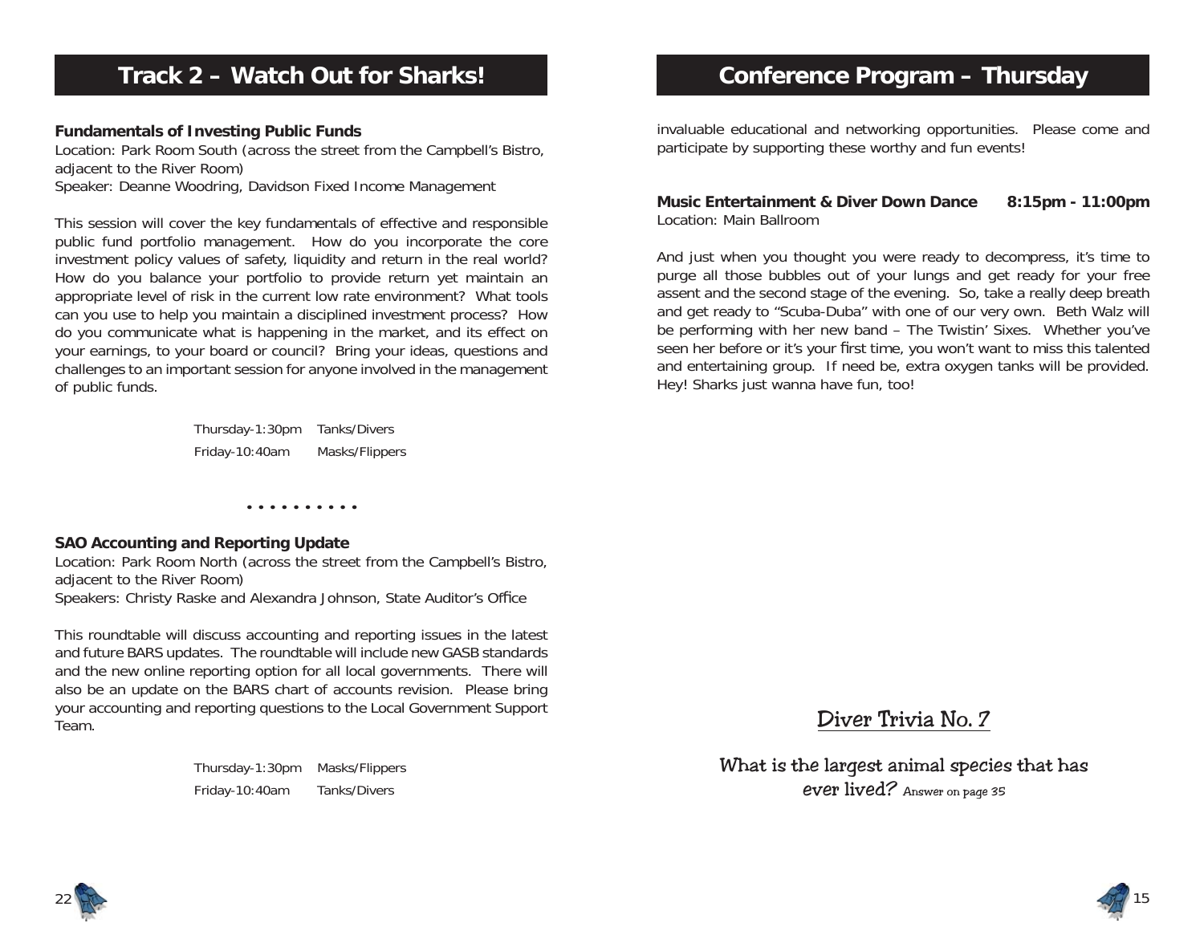## Track 2 – Watch Out for Sharks!

**Fundamentals of Investing Public Funds**
Location: Park Room South (across the street from the Campbell's Bistro, adjacent to the River Room)
Speaker: Deanne Woodring, Davidson Fixed Income Management

This session will cover the key fundamentals of effective and responsible public fund portfolio management. How do you incorporate the core investment policy values of safety, liquidity and return in the real world? How do you balance your portfolio to provide return yet maintain an appropriate level of risk in the current low rate environment? What tools can you use to help you maintain a disciplined investment process? How do you communicate what is happening in the market, and its effect on your earnings, to your board or council? Bring your ideas, questions and challenges to an important session for anyone involved in the management of public funds.

| | |
|---|---|
| Thursday-1:30pm | Tanks/Divers |
| Friday-10:40am | Masks/Flippers |

• • • • • • • • • •

**SAO Accounting and Reporting Update**
Location: Park Room North (across the street from the Campbell's Bistro, adjacent to the River Room)
Speakers: Christy Raske and Alexandra Johnson, State Auditor's Office

This roundtable will discuss accounting and reporting issues in the latest and future BARS updates. The roundtable will include new GASB standards and the new online reporting option for all local governments. There will also be an update on the BARS chart of accounts revision. Please bring your accounting and reporting questions to the Local Government Support Team.

| | |
|---|---|
| Thursday-1:30pm | Masks/Flippers |
| Friday-10:40am | Tanks/Divers |

## Conference Program – Thursday

invaluable educational and networking opportunities. Please come and participate by supporting these worthy and fun events!

**Music Entertainment & Diver Down Dance 8:15pm - 11:00pm**
Location: Main Ballroom

And just when you thought you were ready to decompress, it's time to purge all those bubbles out of your lungs and get ready for your free assent and the second stage of the evening. So, take a really deep breath and get ready to "Scuba-Duba" with one of our very own. Beth Walz will be performing with her new band – The Twistin' Sixes. Whether you've seen her before or it's your first time, you won't want to miss this talented and entertaining group. If need be, extra oxygen tanks will be provided. Hey! Sharks just wanna have fun, too!

### Diver Trivia No. 7

What is the largest animal species that has ever lived? Answer on page 35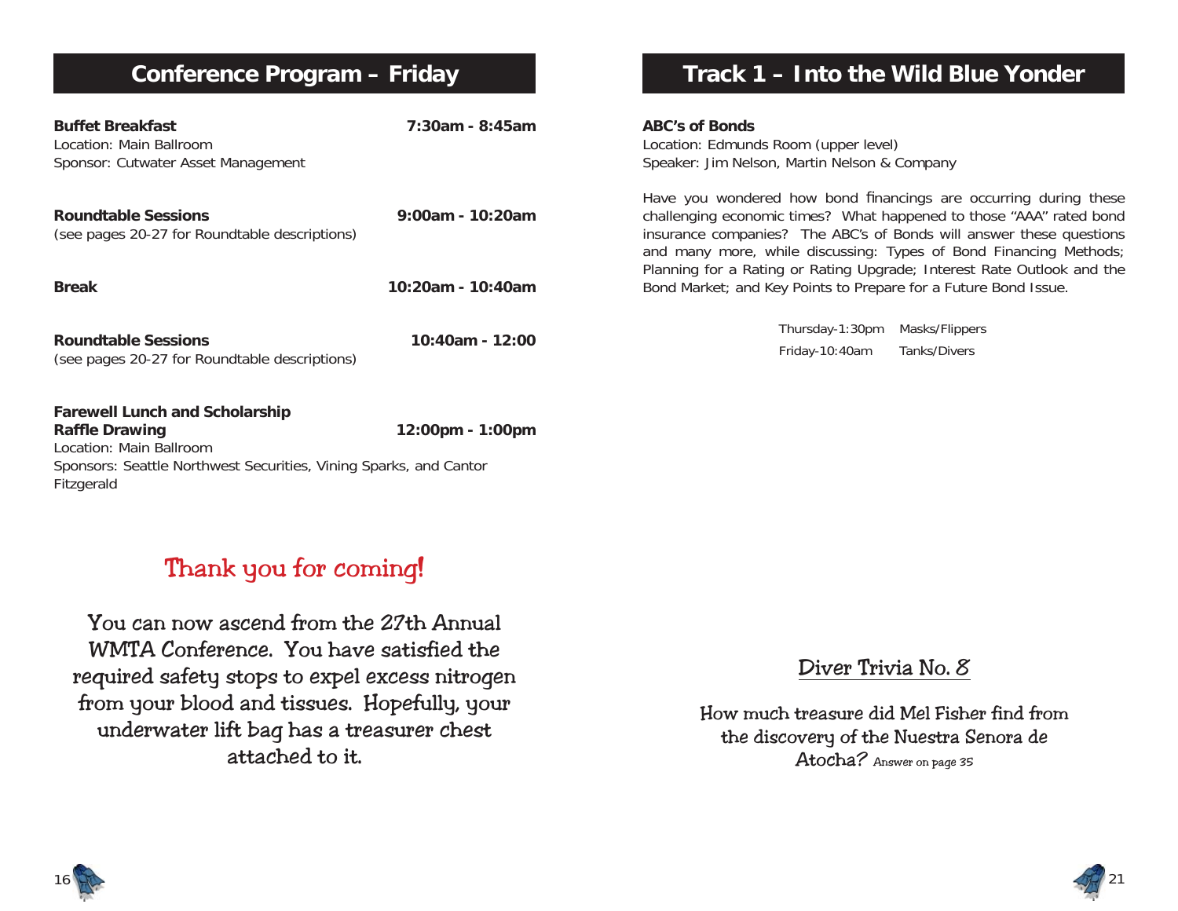## Conference Program – Friday

**Buffet Breakfast** **7:30am - 8:45am**
Location: Main Ballroom
Sponsor: Cutwater Asset Management

**Roundtable Sessions** **9:00am - 10:20am**
(see pages 20-27 for Roundtable descriptions)

**Break** **10:20am - 10:40am**

**Roundtable Sessions** **10:40am - 12:00**
(see pages 20-27 for Roundtable descriptions)

**Farewell Lunch and Scholarship Raffle Drawing** **12:00pm - 1:00pm**
Location: Main Ballroom
Sponsors: Seattle Northwest Securities, Vining Sparks, and Cantor Fitzgerald

### Thank you for coming!

You can now ascend from the 27th Annual WMTA Conference. You have satisfied the required safety stops to expel excess nitrogen from your blood and tissues. Hopefully, your underwater lift bag has a treasurer chest attached to it.

## Track 1 – Into the Wild Blue Yonder

**ABC's of Bonds**
Location: Edmunds Room (upper level)
Speaker: Jim Nelson, Martin Nelson & Company

Have you wondered how bond financings are occurring during these challenging economic times? What happened to those "AAA" rated bond insurance companies? The ABC's of Bonds will answer these questions and many more, while discussing: Types of Bond Financing Methods; Planning for a Rating or Rating Upgrade; Interest Rate Outlook and the Bond Market; and Key Points to Prepare for a Future Bond Issue.

| | |
|---|---|
| Thursday-1:30pm | Masks/Flippers |
| Friday-10:40am | Tanks/Divers |

### Diver Trivia No. 8

How much treasure did Mel Fisher find from the discovery of the Nuestra Senora de Atocha? Answer on page 35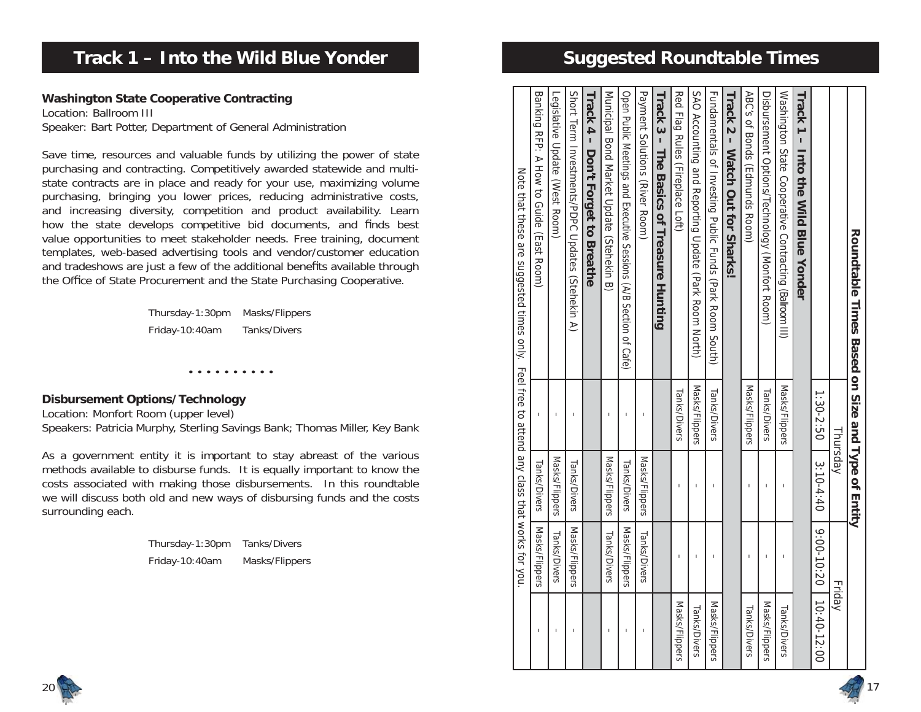## Track 1 – Into the Wild Blue Yonder

**Washington State Cooperative Contracting**
Location: Ballroom III
Speaker: Bart Potter, Department of General Administration

Save time, resources and valuable funds by utilizing the power of state purchasing and contracting. Competitively awarded statewide and multi-state contracts are in place and ready for your use, maximizing volume purchasing, bringing you lower prices, reducing administrative costs, and increasing diversity, competition and product availability. Learn how the state develops competitive bid documents, and finds best value opportunities to meet stakeholder needs. Free training, document templates, web-based advertising tools and vendor/customer education and tradeshows are just a few of the additional benefits available through the Office of State Procurement and the State Purchasing Cooperative.

Thursday-1:30pm Masks/Flippers
Friday-10:40am Tanks/Divers

**Disbursement Options/Technology**
Location: Monfort Room (upper level)
Speakers: Patricia Murphy, Sterling Savings Bank; Thomas Miller, Key Bank

As a government entity it is important to stay abreast of the various methods available to disburse funds. It is equally important to know the costs associated with making those disbursements. In this roundtable we will discuss both old and new ways of disbursing funds and the costs surrounding each.

Thursday-1:30pm Tanks/Divers
Friday-10:40am Masks/Flippers

## Suggested Roundtable Times

**Roundtable Times Based on Size and Type of Entity**

| | Thursday | | Friday | |
|---|---|---|---|---|
| | 1:30-2:50 | 3:10-4:40 | 9:00-10:20 | 10:40-12:00 |
| **Track 1 – Into the Wild Blue Yonder** | | | | |
| Washington State Cooperative Contracting (Ballroom III) | Masks/Flippers | - | - | Tanks/Divers |
| Disbursement Options/Technology (Monfort Room) | Tanks/Divers | - | - | Masks/Flippers |
| ABC's of Bonds (Edmunds Room) | Masks/Flippers | - | - | Tanks/Divers |
| **Track 2 – Watch Out for Sharks!** | | | | |
| Fundamentals of Investing Public Funds (Park Room South) | Tanks/Divers | - | - | Masks/Flippers |
| SAO Accounting and Reporting Update (Park Room North) | Masks/Flippers | - | - | Tanks/Divers |
| Red Flag Rules (Fireplace Loft) | Tanks/Divers | - | - | Masks/Flippers |
| **Track 3 – The Basics of Treasure Hunting** | | | | |
| Payment Solutions (River Room) | - | Masks/Flippers | Tanks/Divers | - |
| Open Public Meetings and Executive Sessions (A/B Section of Cafe) | - | Tanks/Divers | Masks/Flippers | - |
| Municipal Bond Market Update (Stehekin B) | - | Masks/Flippers | Tanks/Divers | - |
| **Track 4 – Don't Forget to Breathe** | | | | |
| Short Term Investments/PDPC Updates (Stehekin A) | - | Tanks/Divers | Masks/Flippers | - |
| Legislative Update (West Room) | - | Masks/Flippers | Tanks/Divers | - |
| Banking RFP: A How to Guide (East Room) | - | Tanks/Divers | Masks/Flippers | - |

Note that these are suggested times only. Feel free to attend any class that works for you.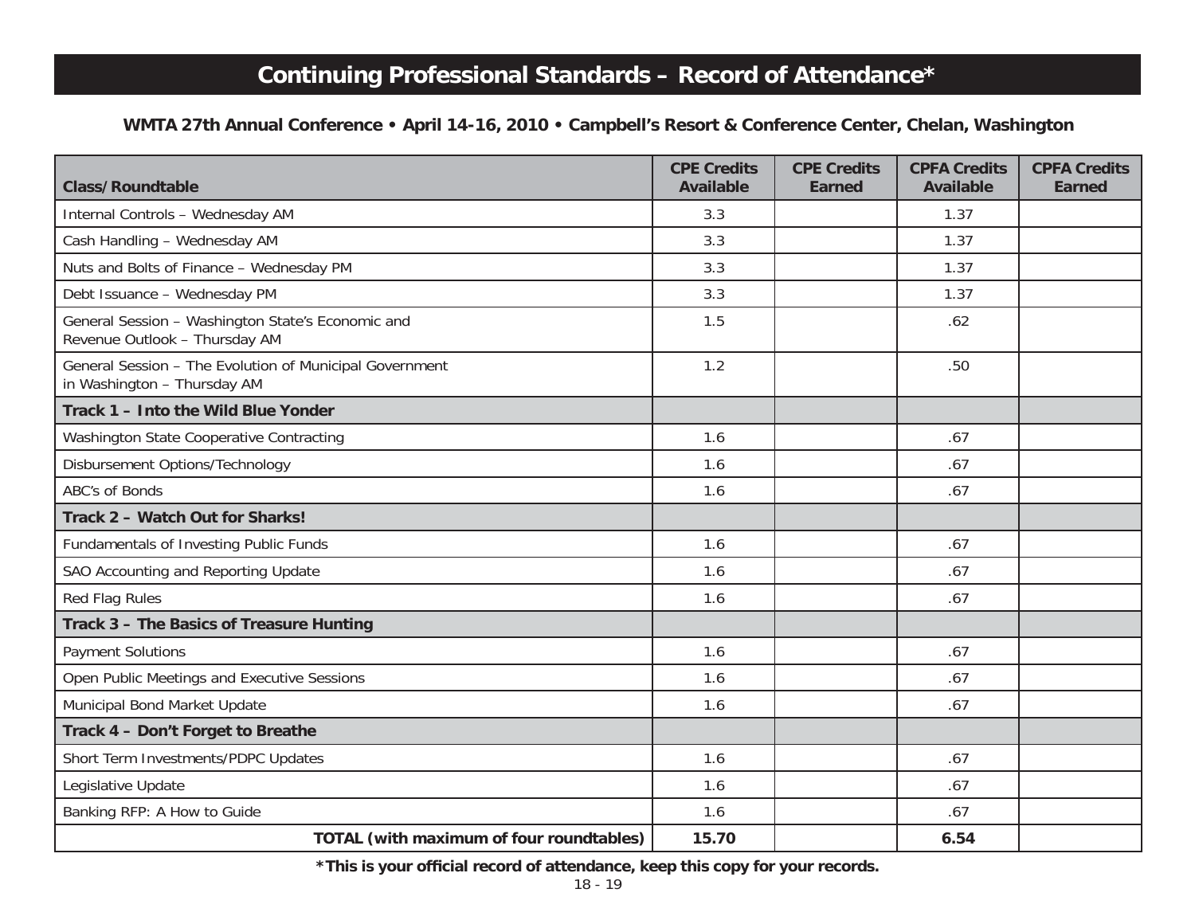# Continuing Professional Standards – Record of Attendance*

**WMTA 27th Annual Conference • April 14-16, 2010 • Campbell's Resort & Conference Center, Chelan, Washington**

| Class/Roundtable | CPE Credits Available | CPE Credits Earned | CPFA Credits Available | CPFA Credits Earned |
|---|---|---|---|---|
| Internal Controls – Wednesday AM | 3.3 | | 1.37 | |
| Cash Handling – Wednesday AM | 3.3 | | 1.37 | |
| Nuts and Bolts of Finance – Wednesday PM | 3.3 | | 1.37 | |
| Debt Issuance – Wednesday PM | 3.3 | | 1.37 | |
| General Session – Washington State's Economic and Revenue Outlook – Thursday AM | 1.5 | | .62 | |
| General Session – The Evolution of Municipal Government in Washington – Thursday AM | 1.2 | | .50 | |
| **Track 1 – Into the Wild Blue Yonder** | | | | |
| Washington State Cooperative Contracting | 1.6 | | .67 | |
| Disbursement Options/Technology | 1.6 | | .67 | |
| ABC's of Bonds | 1.6 | | .67 | |
| **Track 2 – Watch Out for Sharks!** | | | | |
| Fundamentals of Investing Public Funds | 1.6 | | .67 | |
| SAO Accounting and Reporting Update | 1.6 | | .67 | |
| Red Flag Rules | 1.6 | | .67 | |
| **Track 3 – The Basics of Treasure Hunting** | | | | |
| Payment Solutions | 1.6 | | .67 | |
| Open Public Meetings and Executive Sessions | 1.6 | | .67 | |
| Municipal Bond Market Update | 1.6 | | .67 | |
| **Track 4 – Don't Forget to Breathe** | | | | |
| Short Term Investments/PDPC Updates | 1.6 | | .67 | |
| Legislative Update | 1.6 | | .67 | |
| Banking RFP: A How to Guide | 1.6 | | .67 | |
| **TOTAL (with maximum of four roundtables)** | **15.70** | | **6.54** | |

***This is your official record of attendance, keep this copy for your records.**